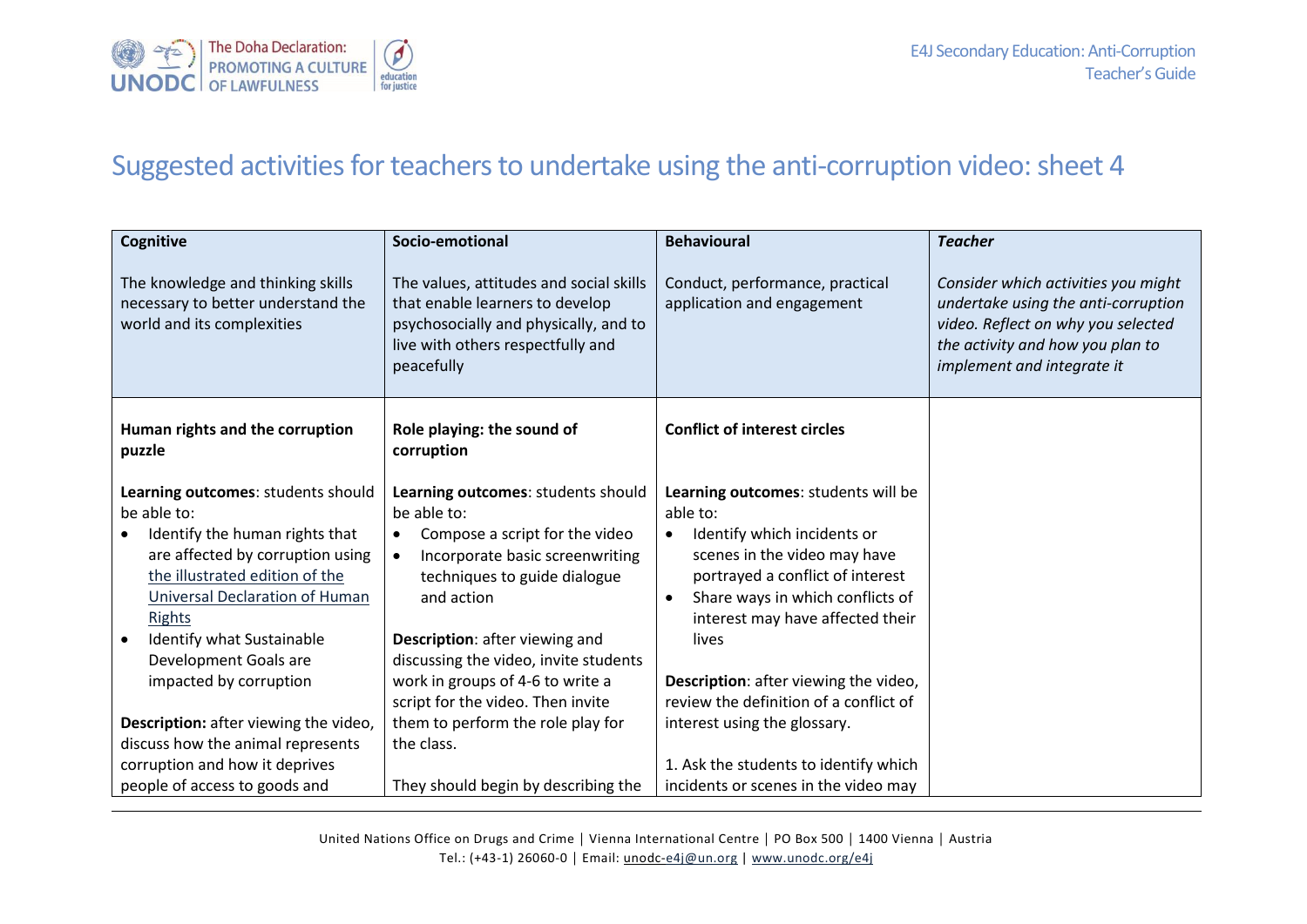# Suggested activities for teachers to undertake using the anti-corruption video: sheet 4

| **Cognitive**<br><br>The knowledge and thinking skills necessary to better understand the world and its complexities | **Socio-emotional**<br><br>The values, attitudes and social skills that enable learners to develop psychosocially and physically, and to live with others respectfully and peacefully | **Behavioural**<br><br>Conduct, performance, practical application and engagement | ***Teacher***<br><br>*Consider which activities you might undertake using the anti-corruption video. Reflect on why you selected the activity and how you plan to implement and integrate it* |
|---|---|---|---|
| **Human rights and the corruption puzzle**<br><br>**Learning outcomes**: students should be able to:<br>• Identify the human rights that are affected by corruption using the illustrated edition of the Universal Declaration of Human Rights<br>• Identify what Sustainable Development Goals are impacted by corruption<br><br>**Description:** after viewing the video, discuss how the animal represents corruption and how it deprives people of access to goods and | **Role playing: the sound of corruption**<br><br>**Learning outcomes**: students should be able to:<br>• Compose a script for the video<br>• Incorporate basic screenwriting techniques to guide dialogue and action<br><br>**Description**: after viewing and discussing the video, invite students work in groups of 4-6 to write a script for the video. Then invite them to perform the role play for the class.<br><br>They should begin by describing the | **Conflict of interest circles**<br><br>**Learning outcomes**: students will be able to:<br>• Identify which incidents or scenes in the video may have portrayed a conflict of interest<br>• Share ways in which conflicts of interest may have affected their lives<br><br>**Description**: after viewing the video, review the definition of a conflict of interest using the glossary.<br><br>1. Ask the students to identify which incidents or scenes in the video may | |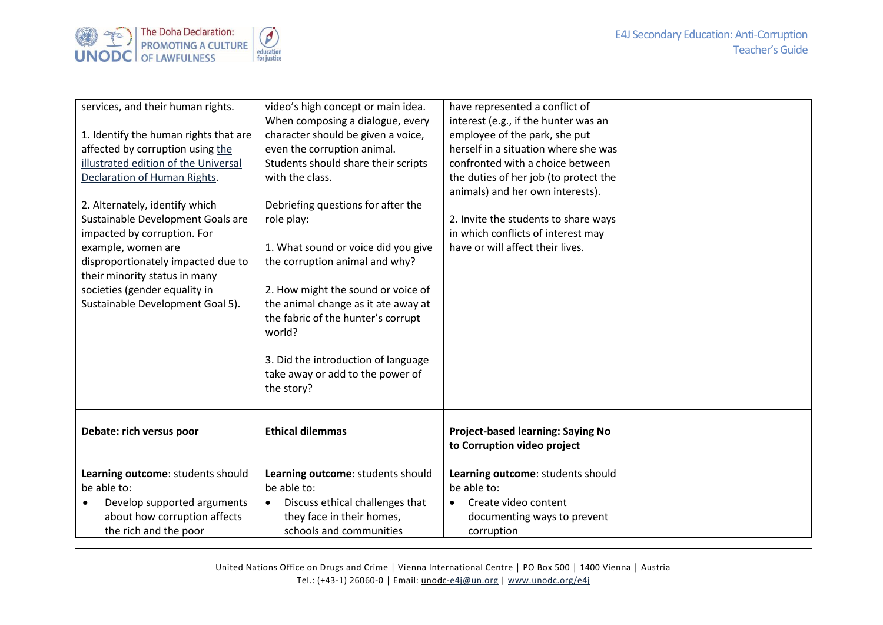| | | | |
|---|---|---|---|
| services, and their human rights.<br><br>1. Identify the human rights that are affected by corruption using the illustrated edition of the Universal Declaration of Human Rights.<br><br>2. Alternately, identify which Sustainable Development Goals are impacted by corruption. For example, women are disproportionately impacted due to their minority status in many societies (gender equality in Sustainable Development Goal 5). | video's high concept or main idea. When composing a dialogue, every character should be given a voice, even the corruption animal. Students should share their scripts with the class.<br><br>Debriefing questions for after the role play:<br><br>1. What sound or voice did you give the corruption animal and why?<br><br>2. How might the sound or voice of the animal change as it ate away at the fabric of the hunter's corrupt world?<br><br>3. Did the introduction of language take away or add to the power of the story? | have represented a conflict of interest (e.g., if the hunter was an employee of the park, she put herself in a situation where she was confronted with a choice between the duties of her job (to protect the animals) and her own interests).<br><br>2. Invite the students to share ways in which conflicts of interest may have or will affect their lives. | |
| **Debate: rich versus poor**<br><br>**Learning outcome**: students should be able to:<br>• Develop supported arguments about how corruption affects the rich and the poor | **Ethical dilemmas**<br><br>**Learning outcome**: students should be able to:<br>• Discuss ethical challenges that they face in their homes, schools and communities | **Project-based learning: Saying No to Corruption video project**<br><br>**Learning outcome**: students should be able to:<br>• Create video content documenting ways to prevent corruption | |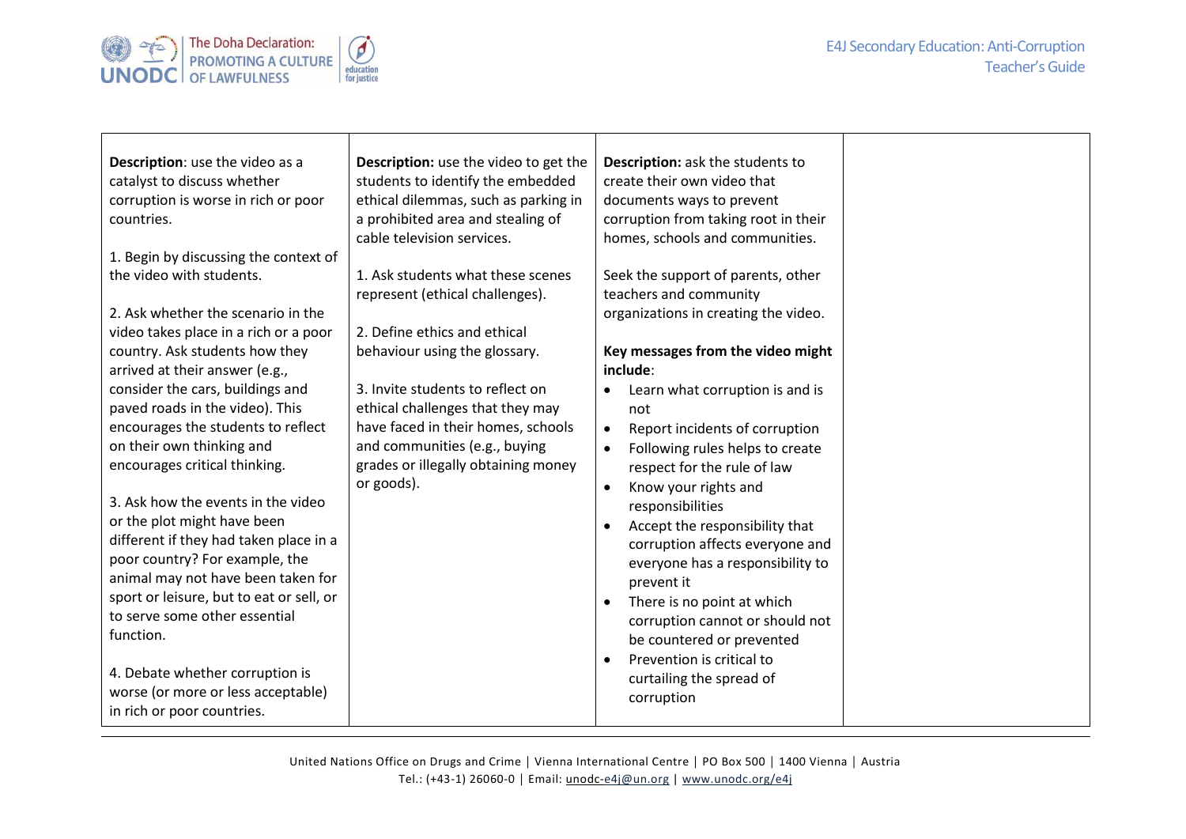| **Description**: use the video as a catalyst to discuss whether corruption is worse in rich or poor countries.<br><br>1. Begin by discussing the context of the video with students.<br><br>2. Ask whether the scenario in the video takes place in a rich or a poor country. Ask students how they arrived at their answer (e.g., consider the cars, buildings and paved roads in the video). This encourages the students to reflect on their own thinking and encourages critical thinking.<br><br>3. Ask how the events in the video or the plot might have been different if they had taken place in a poor country? For example, the animal may not have been taken for sport or leisure, but to eat or sell, or to serve some other essential function.<br><br>4. Debate whether corruption is worse (or more or less acceptable) in rich or poor countries. | **Description:** use the video to get the students to identify the embedded ethical dilemmas, such as parking in a prohibited area and stealing of cable television services.<br><br>1. Ask students what these scenes represent (ethical challenges).<br><br>2. Define ethics and ethical behaviour using the glossary.<br><br>3. Invite students to reflect on ethical challenges that they may have faced in their homes, schools and communities (e.g., buying grades or illegally obtaining money or goods). | **Description:** ask the students to create their own video that documents ways to prevent corruption from taking root in their homes, schools and communities.<br><br>Seek the support of parents, other teachers and community organizations in creating the video.<br><br>**Key messages from the video might include**:<br>• Learn what corruption is and is not<br>• Report incidents of corruption<br>• Following rules helps to create respect for the rule of law<br>• Know your rights and responsibilities<br>• Accept the responsibility that corruption affects everyone and everyone has a responsibility to prevent it<br>• There is no point at which corruption cannot or should not be countered or prevented<br>• Prevention is critical to curtailing the spread of corruption | |
|---|---|---|---|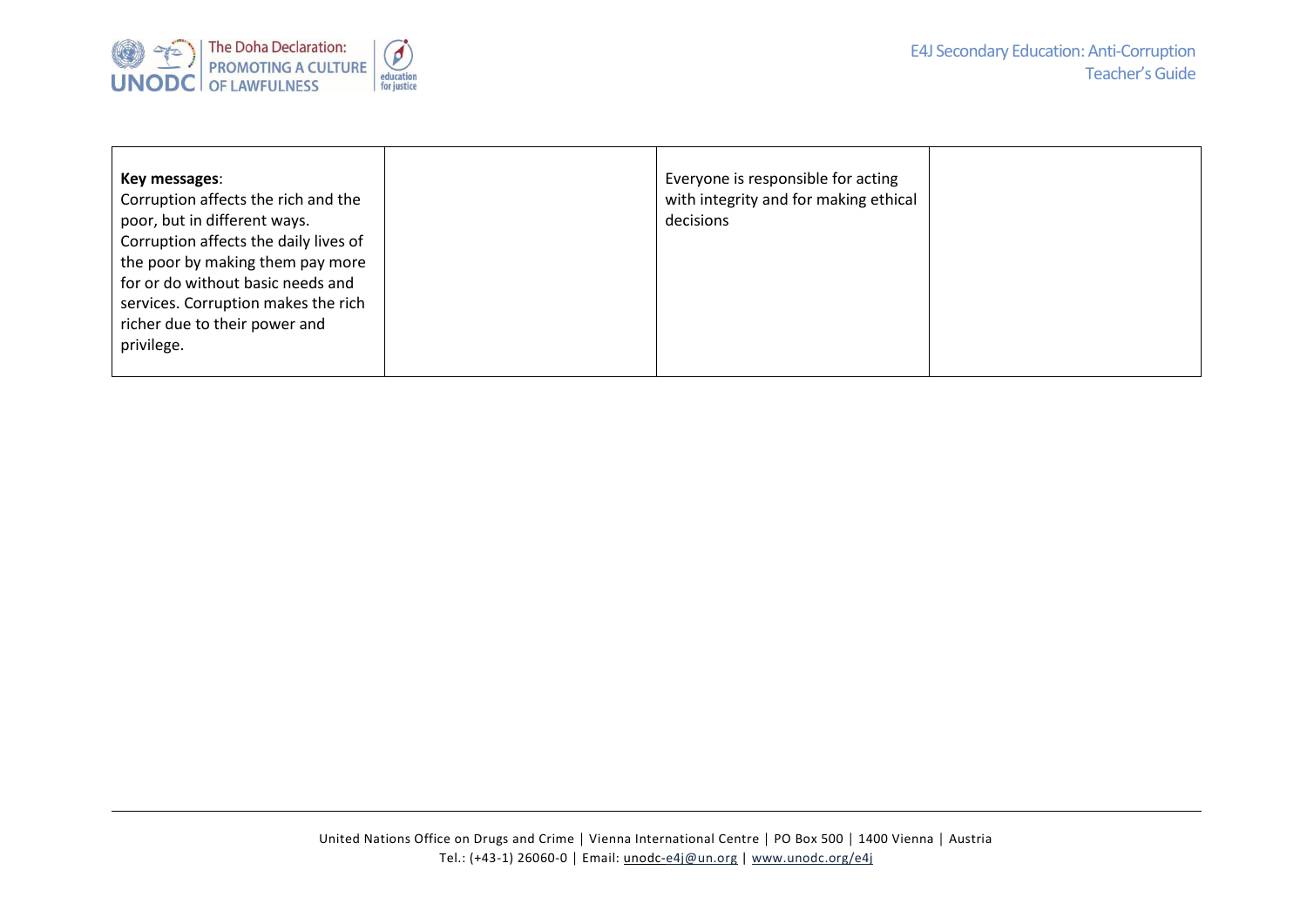| | | | |
|---|---|---|---|
| **Key messages**: Corruption affects the rich and the poor, but in different ways. Corruption affects the daily lives of the poor by making them pay more for or do without basic needs and services. Corruption makes the rich richer due to their power and privilege. | | Everyone is responsible for acting with integrity and for making ethical decisions | |